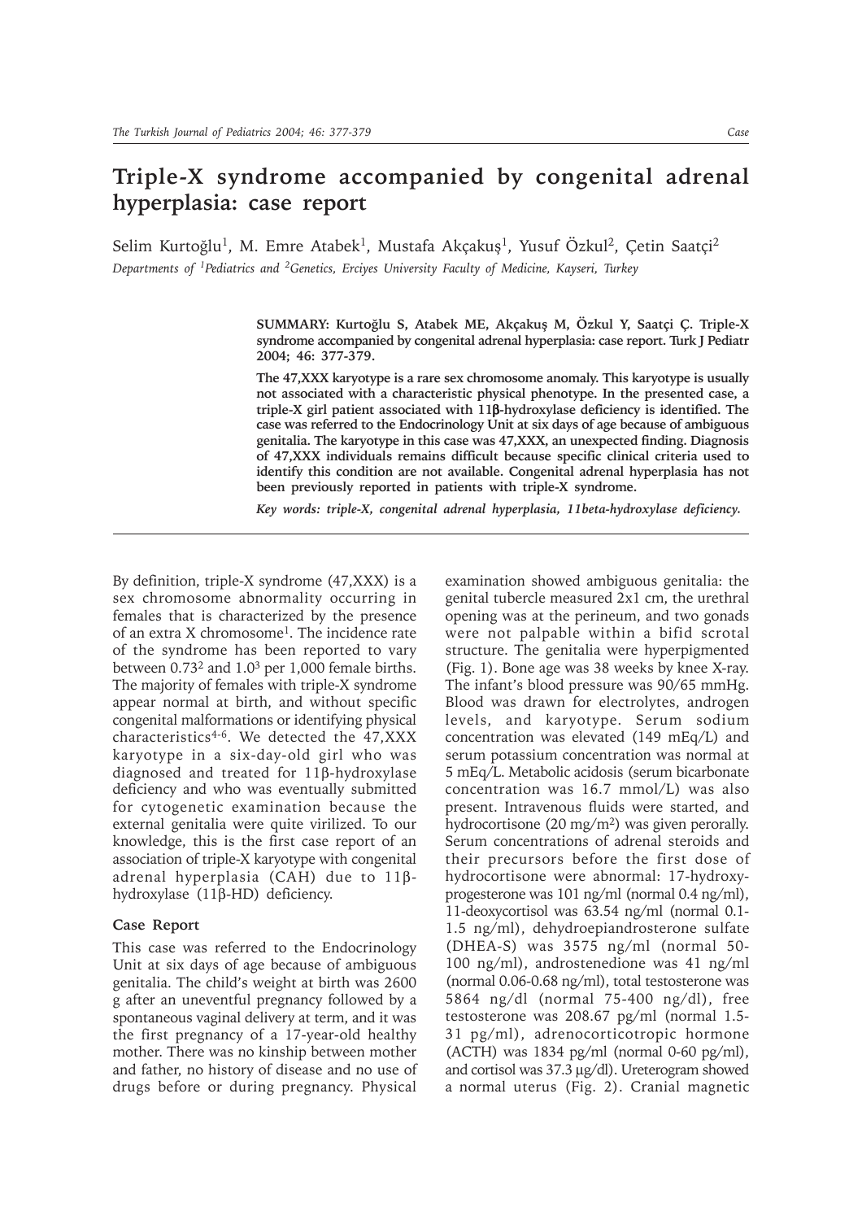# Triple-X syndrome accompanied by congenital adrenal hyperplasia: case report

Selim Kurtoğlu[1], M. Emre Atabek[1], Mustafa Akçakuş[1], Yusuf Özkul[2], Çetin Saatçi[2]

*Departments of [1]Pediatrics and [2]Genetics, Erciyes University Faculty of Medicine, Kayseri, Turkey*

**SUMMARY: Kurtoğlu S, Atabek ME, Akçakuş M, Özkul Y, Saatçi Ç. Triple-X syndrome accompanied by congenital adrenal hyperplasia: case report. Turk J Pediatr 2004; 46: 377-379.**

**The 47,XXX karyotype is a rare sex chromosome anomaly. This karyotype is usually not associated with a characteristic physical phenotype. In the presented case, a triple-X girl patient associated with 11β-hydroxylase deficiency is identified. The case was referred to the Endocrinology Unit at six days of age because of ambiguous genitalia. The karyotype in this case was 47,XXX, an unexpected finding. Diagnosis of 47,XXX individuals remains difficult because specific clinical criteria used to identify this condition are not available. Congenital adrenal hyperplasia has not been previously reported in patients with triple-X syndrome.**

***Key words: triple-X, congenital adrenal hyperplasia, 11beta-hydroxylase deficiency.***

By definition, triple-X syndrome (47,XXX) is a sex chromosome abnormality occurring in females that is characterized by the presence of an extra X chromosome[1]. The incidence rate of the syndrome has been reported to vary between 0.73[2] and 1.0[3] per 1,000 female births. The majority of females with triple-X syndrome appear normal at birth, and without specific congenital malformations or identifying physical characteristics[4-6]. We detected the 47,XXX karyotype in a six-day-old girl who was diagnosed and treated for 11β-hydroxylase deficiency and who was eventually submitted for cytogenetic examination because the external genitalia were quite virilized. To our knowledge, this is the first case report of an association of triple-X karyotype with congenital adrenal hyperplasia (CAH) due to 11β-hydroxylase (11β-HD) deficiency.

## Case Report

This case was referred to the Endocrinology Unit at six days of age because of ambiguous genitalia. The child's weight at birth was 2600 g after an uneventful pregnancy followed by a spontaneous vaginal delivery at term, and it was the first pregnancy of a 17-year-old healthy mother. There was no kinship between mother and father, no history of disease and no use of drugs before or during pregnancy. Physical examination showed ambiguous genitalia: the genital tubercle measured 2x1 cm, the urethral opening was at the perineum, and two gonads were not palpable within a bifid scrotal structure. The genitalia were hyperpigmented (Fig. 1). Bone age was 38 weeks by knee X-ray. The infant's blood pressure was 90/65 mmHg. Blood was drawn for electrolytes, androgen levels, and karyotype. Serum sodium concentration was elevated (149 mEq/L) and serum potassium concentration was normal at 5 mEq/L. Metabolic acidosis (serum bicarbonate concentration was 16.7 mmol/L) was also present. Intravenous fluids were started, and hydrocortisone (20 mg/m$^2$) was given perorally. Serum concentrations of adrenal steroids and their precursors before the first dose of hydrocortisone were abnormal: 17-hydroxyprogesterone was 101 ng/ml (normal 0.4 ng/ml), 11-deoxycortisol was 63.54 ng/ml (normal 0.1-1.5 ng/ml), dehydroepiandrosterone sulfate (DHEA-S) was 3575 ng/ml (normal 50-100 ng/ml), androstenedione was 41 ng/ml (normal 0.06-0.68 ng/ml), total testosterone was 5864 ng/dl (normal 75-400 ng/dl), free testosterone was 208.67 pg/ml (normal 1.5-31 pg/ml), adrenocorticotropic hormone (ACTH) was 1834 pg/ml (normal 0-60 pg/ml), and cortisol was 37.3 μg/dl). Ureterogram showed a normal uterus (Fig. 2). Cranial magnetic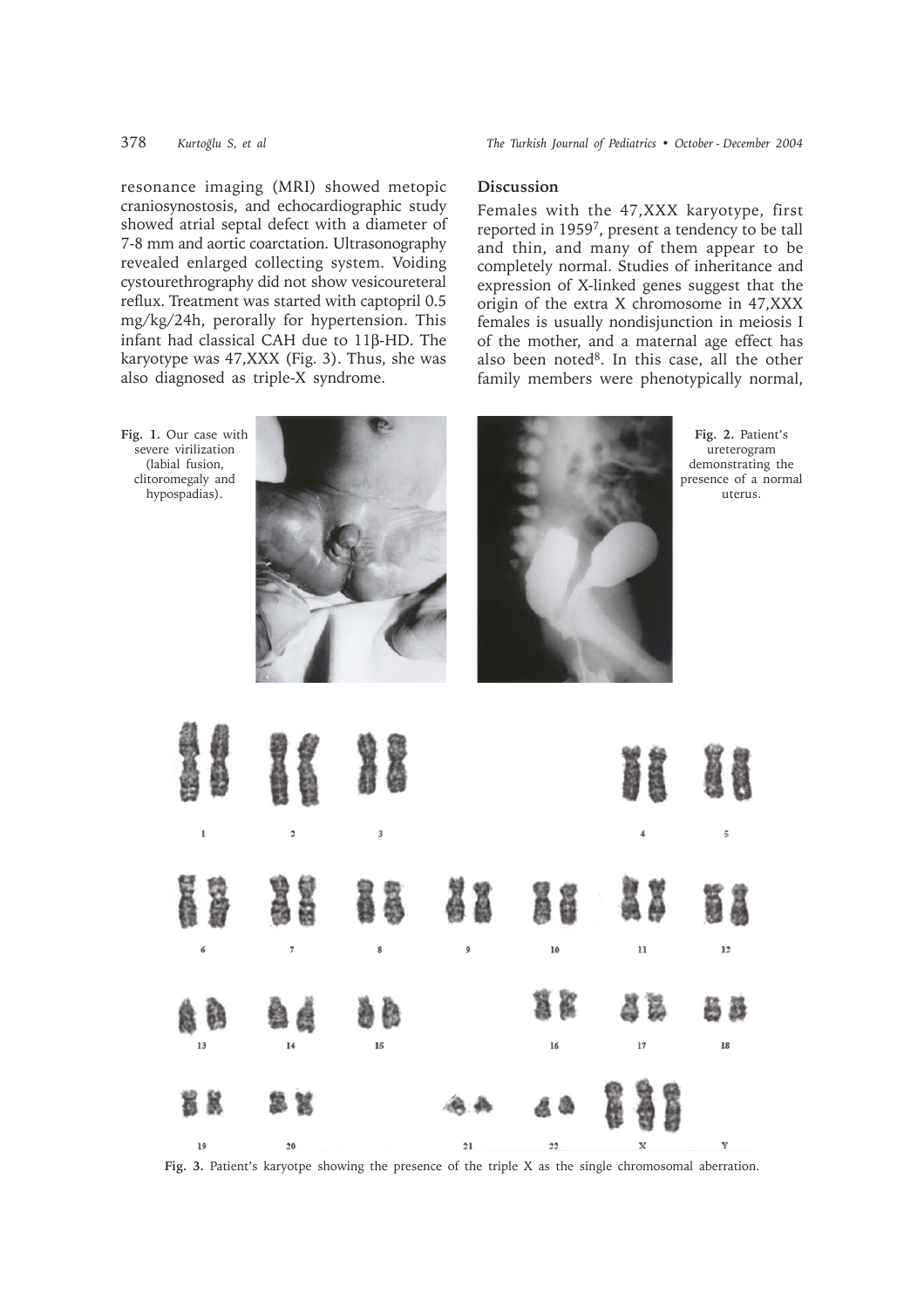resonance imaging (MRI) showed metopic craniosynostosis, and echocardiographic study showed atrial septal defect with a diameter of 7-8 mm and aortic coarctation. Ultrasonography revealed enlarged collecting system. Voiding cystourethrography did not show vesicoureteral reflux. Treatment was started with captopril 0.5 mg/kg/24h, perorally for hypertension. This infant had classical CAH due to 11β-HD. The karyotype was 47,XXX (Fig. 3). Thus, she was also diagnosed as triple-X syndrome.

## Discussion

Females with the 47,XXX karyotype, first reported in 1959[7], present a tendency to be tall and thin, and many of them appear to be completely normal. Studies of inheritance and expression of X-linked genes suggest that the origin of the extra X chromosome in 47,XXX females is usually nondisjunction in meiosis I of the mother, and a maternal age effect has also been noted[8]. In this case, all the other family members were phenotypically normal,

**Fig. 1.** Our case with severe virilization (labial fusion, clitoromegaly and hypospadias).

**Fig. 2.** Patient's ureterogram demonstrating the presence of a normal uterus.

**Fig. 3.** Patient's karyotpe showing the presence of the triple X as the single chromosomal aberration.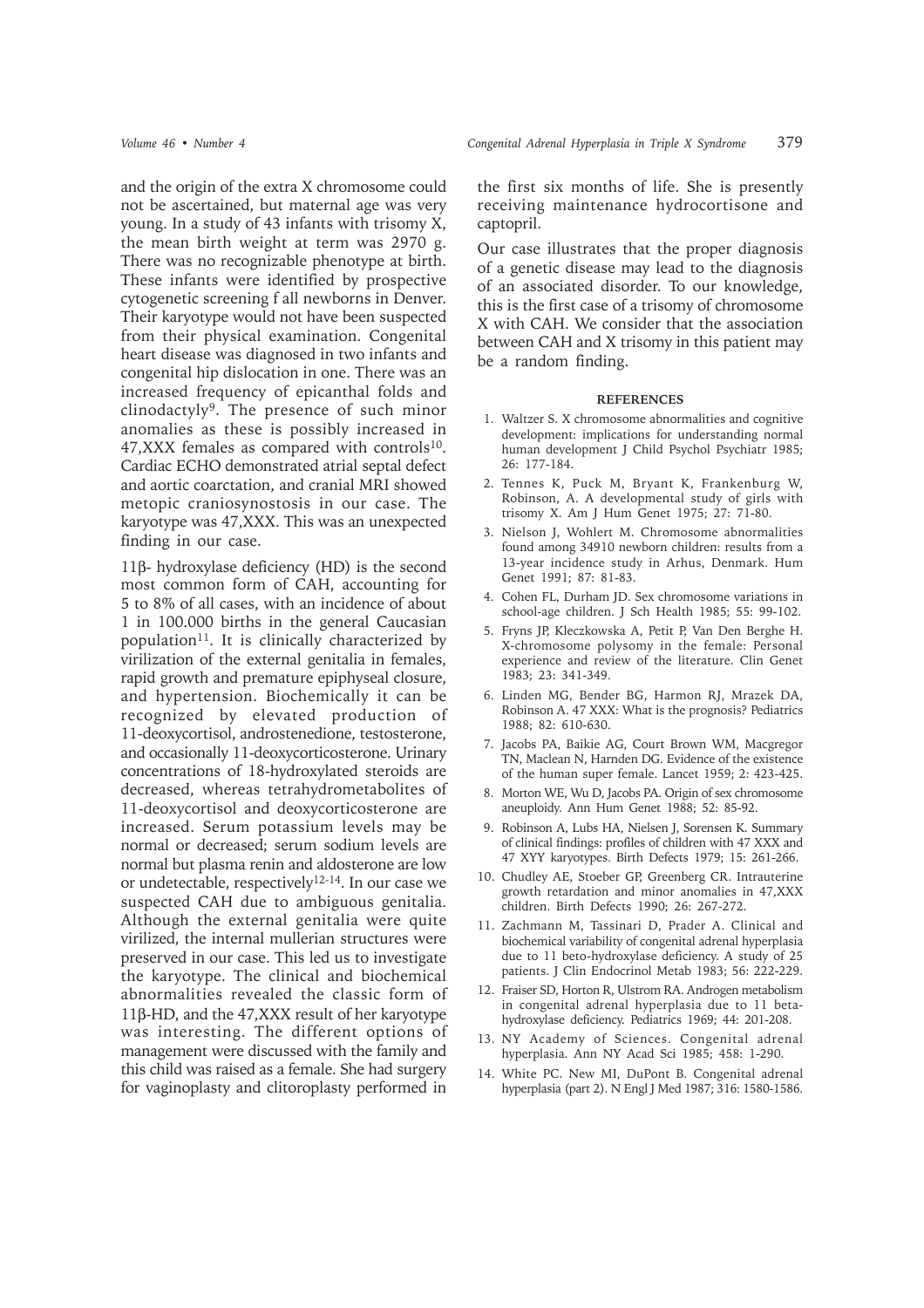and the origin of the extra X chromosome could not be ascertained, but maternal age was very young. In a study of 43 infants with trisomy X, the mean birth weight at term was 2970 g. There was no recognizable phenotype at birth. These infants were identified by prospective cytogenetic screening f all newborns in Denver. Their karyotype would not have been suspected from their physical examination. Congenital heart disease was diagnosed in two infants and congenital hip dislocation in one. There was an increased frequency of epicanthal folds and clinodactyly[9]. The presence of such minor anomalies as these is possibly increased in 47,XXX females as compared with controls[10]. Cardiac ECHO demonstrated atrial septal defect and aortic coarctation, and cranial MRI showed metopic craniosynostosis in our case. The karyotype was 47,XXX. This was an unexpected finding in our case.

11β- hydroxylase deficiency (HD) is the second most common form of CAH, accounting for 5 to 8% of all cases, with an incidence of about 1 in 100.000 births in the general Caucasian population[11]. It is clinically characterized by virilization of the external genitalia in females, rapid growth and premature epiphyseal closure, and hypertension. Biochemically it can be recognized by elevated production of 11-deoxycortisol, androstenedione, testosterone, and occasionally 11-deoxycorticosterone. Urinary concentrations of 18-hydroxylated steroids are decreased, whereas tetrahydrometabolites of 11-deoxycortisol and deoxycorticosterone are increased. Serum potassium levels may be normal or decreased; serum sodium levels are normal but plasma renin and aldosterone are low or undetectable, respectively[12-14]. In our case we suspected CAH due to ambiguous genitalia. Although the external genitalia were quite virilized, the internal mullerian structures were preserved in our case. This led us to investigate the karyotype. The clinical and biochemical abnormalities revealed the classic form of 11β-HD, and the 47,XXX result of her karyotype was interesting. The different options of management were discussed with the family and this child was raised as a female. She had surgery for vaginoplasty and clitoroplasty performed in the first six months of life. She is presently receiving maintenance hydrocortisone and captopril.

Our case illustrates that the proper diagnosis of a genetic disease may lead to the diagnosis of an associated disorder. To our knowledge, this is the first case of a trisomy of chromosome X with CAH. We consider that the association between CAH and X trisomy in this patient may be a random finding.

## REFERENCES

1. Waltzer S. X chromosome abnormalities and cognitive development: implications for understanding normal human development J Child Psychol Psychiatr 1985; 26: 177-184.
2. Tennes K, Puck M, Bryant K, Frankenburg W, Robinson, A. A developmental study of girls with trisomy X. Am J Hum Genet 1975; 27: 71-80.
3. Nielson J, Wohlert M. Chromosome abnormalities found among 34910 newborn children: results from a 13-year incidence study in Arhus, Denmark. Hum Genet 1991; 87: 81-83.
4. Cohen FL, Durham JD. Sex chromosome variations in school-age children. J Sch Health 1985; 55: 99-102.
5. Fryns JP, Kleczkowska A, Petit P, Van Den Berghe H. X-chromosome polysomy in the female: Personal experience and review of the literature. Clin Genet 1983; 23: 341-349.
6. Linden MG, Bender BG, Harmon RJ, Mrazek DA, Robinson A. 47 XXX: What is the prognosis? Pediatrics 1988; 82: 610-630.
7. Jacobs PA, Baikie AG, Court Brown WM, Macgregor TN, Maclean N, Harnden DG. Evidence of the existence of the human super female. Lancet 1959; 2: 423-425.
8. Morton WE, Wu D, Jacobs PA. Origin of sex chromosome aneuploidy. Ann Hum Genet 1988; 52: 85-92.
9. Robinson A, Lubs HA, Nielsen J, Sorensen K. Summary of clinical findings: profiles of children with 47 XXX and 47 XYY karyotypes. Birth Defects 1979; 15: 261-266.
10. Chudley AE, Stoeber GP, Greenberg CR. Intrauterine growth retardation and minor anomalies in 47,XXX children. Birth Defects 1990; 26: 267-272.
11. Zachmann M, Tassinari D, Prader A. Clinical and biochemical variability of congenital adrenal hyperplasia due to 11 beto-hydroxylase deficiency. A study of 25 patients. J Clin Endocrinol Metab 1983; 56: 222-229.
12. Fraiser SD, Horton R, Ulstrom RA. Androgen metabolism in congenital adrenal hyperplasia due to 11 beta-hydroxylase deficiency. Pediatrics 1969; 44: 201-208.
13. NY Academy of Sciences. Congenital adrenal hyperplasia. Ann NY Acad Sci 1985; 458: 1-290.
14. White PC. New MI, DuPont B. Congenital adrenal hyperplasia (part 2). N Engl J Med 1987; 316: 1580-1586.